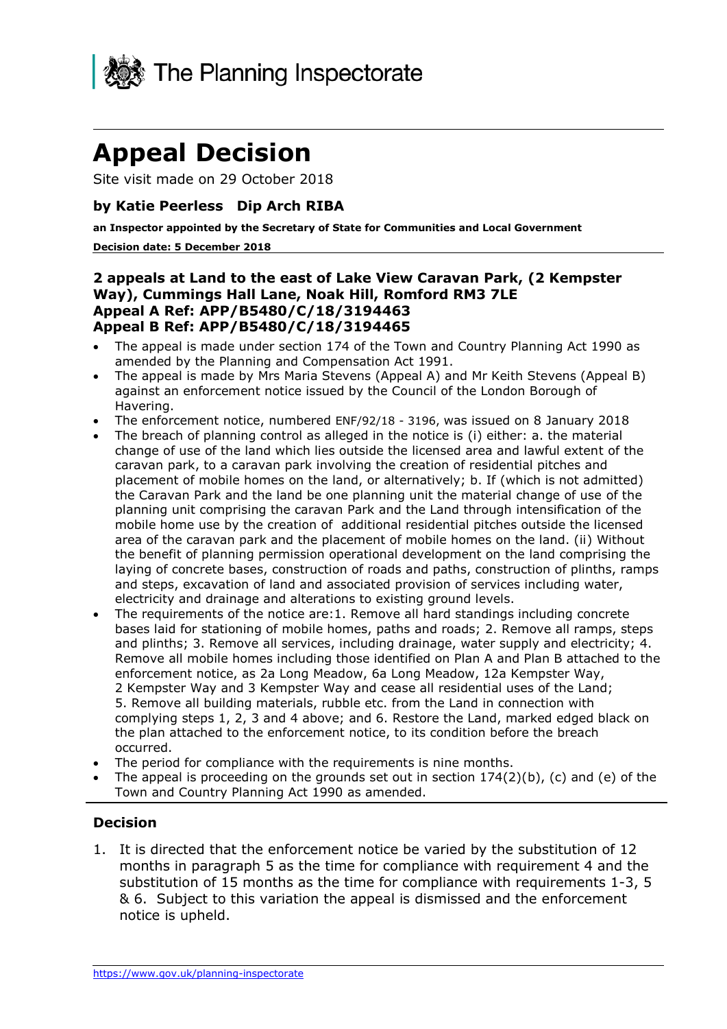The Planning Inspectorate

# Appeal Decision

Site visit made on 29 October 2018

### by Katie Peerless Dip Arch RIBA

**an Inspector appointed by the Secretary of State for Communities and Local Government**

**Decision date: 5 December 2018**

### 2 appeals at Land to the east of Lake View Caravan Park, (2 Kempster Way), Cummings Hall Lane, Noak Hill, Romford RM3 7LE
### Appeal A Ref: APP/B5480/C/18/3194463
### Appeal B Ref: APP/B5480/C/18/3194465

- The appeal is made under section 174 of the Town and Country Planning Act 1990 as amended by the Planning and Compensation Act 1991.
- The appeal is made by Mrs Maria Stevens (Appeal A) and Mr Keith Stevens (Appeal B) against an enforcement notice issued by the Council of the London Borough of Havering.
- The enforcement notice, numbered ENF/92/18 - 3196, was issued on 8 January 2018
- The breach of planning control as alleged in the notice is (i) either: a. the material change of use of the land which lies outside the licensed area and lawful extent of the caravan park, to a caravan park involving the creation of residential pitches and placement of mobile homes on the land, or alternatively; b. If (which is not admitted) the Caravan Park and the land be one planning unit the material change of use of the planning unit comprising the caravan Park and the Land through intensification of the mobile home use by the creation of additional residential pitches outside the licensed area of the caravan park and the placement of mobile homes on the land. (ii) Without the benefit of planning permission operational development on the land comprising the laying of concrete bases, construction of roads and paths, construction of plinths, ramps and steps, excavation of land and associated provision of services including water, electricity and drainage and alterations to existing ground levels.
- The requirements of the notice are:1. Remove all hard standings including concrete bases laid for stationing of mobile homes, paths and roads; 2. Remove all ramps, steps and plinths; 3. Remove all services, including drainage, water supply and electricity; 4. Remove all mobile homes including those identified on Plan A and Plan B attached to the enforcement notice, as 2a Long Meadow, 6a Long Meadow, 12a Kempster Way, 2 Kempster Way and 3 Kempster Way and cease all residential uses of the Land; 5. Remove all building materials, rubble etc. from the Land in connection with complying steps 1, 2, 3 and 4 above; and 6. Restore the Land, marked edged black on the plan attached to the enforcement notice, to its condition before the breach occurred.
- The period for compliance with the requirements is nine months.
- The appeal is proceeding on the grounds set out in section 174(2)(b), (c) and (e) of the Town and Country Planning Act 1990 as amended.

### Decision

1. It is directed that the enforcement notice be varied by the substitution of 12 months in paragraph 5 as the time for compliance with requirement 4 and the substitution of 15 months as the time for compliance with requirements 1-3, 5 & 6. Subject to this variation the appeal is dismissed and the enforcement notice is upheld.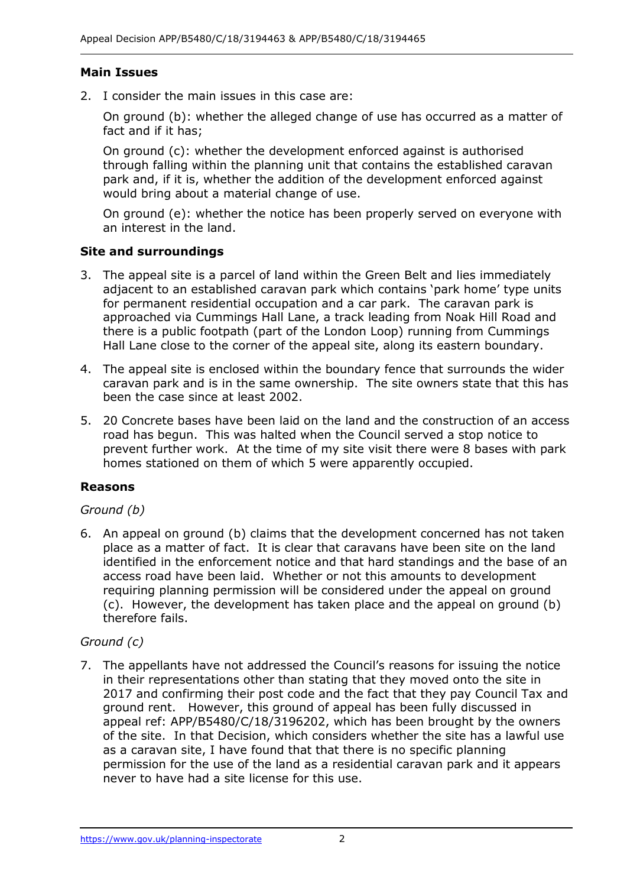### Main Issues

2. I consider the main issues in this case are:

   On ground (b): whether the alleged change of use has occurred as a matter of fact and if it has;

   On ground (c): whether the development enforced against is authorised through falling within the planning unit that contains the established caravan park and, if it is, whether the addition of the development enforced against would bring about a material change of use.

   On ground (e): whether the notice has been properly served on everyone with an interest in the land.

### Site and surroundings

3. The appeal site is a parcel of land within the Green Belt and lies immediately adjacent to an established caravan park which contains 'park home' type units for permanent residential occupation and a car park. The caravan park is approached via Cummings Hall Lane, a track leading from Noak Hill Road and there is a public footpath (part of the London Loop) running from Cummings Hall Lane close to the corner of the appeal site, along its eastern boundary.

4. The appeal site is enclosed within the boundary fence that surrounds the wider caravan park and is in the same ownership. The site owners state that this has been the case since at least 2002.

5. 20 Concrete bases have been laid on the land and the construction of an access road has begun. This was halted when the Council served a stop notice to prevent further work. At the time of my site visit there were 8 bases with park homes stationed on them of which 5 were apparently occupied.

### Reasons

*Ground (b)*

6. An appeal on ground (b) claims that the development concerned has not taken place as a matter of fact. It is clear that caravans have been site on the land identified in the enforcement notice and that hard standings and the base of an access road have been laid. Whether or not this amounts to development requiring planning permission will be considered under the appeal on ground (c). However, the development has taken place and the appeal on ground (b) therefore fails.

*Ground (c)*

7. The appellants have not addressed the Council's reasons for issuing the notice in their representations other than stating that they moved onto the site in 2017 and confirming their post code and the fact that they pay Council Tax and ground rent. However, this ground of appeal has been fully discussed in appeal ref: APP/B5480/C/18/3196202, which has been brought by the owners of the site. In that Decision, which considers whether the site has a lawful use as a caravan site, I have found that that there is no specific planning permission for the use of the land as a residential caravan park and it appears never to have had a site license for this use.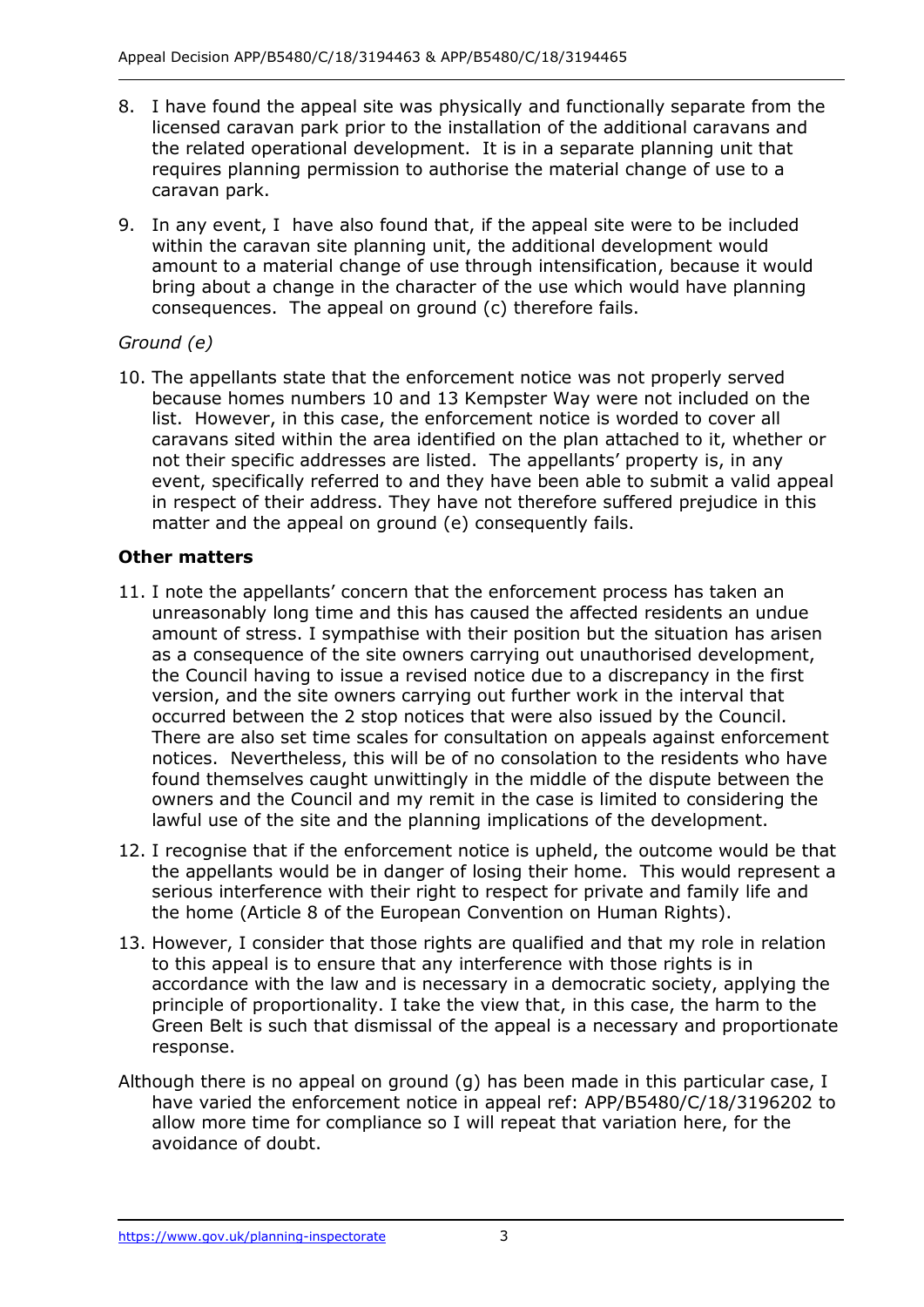8. I have found the appeal site was physically and functionally separate from the licensed caravan park prior to the installation of the additional caravans and the related operational development. It is in a separate planning unit that requires planning permission to authorise the material change of use to a caravan park.

9. In any event, I have also found that, if the appeal site were to be included within the caravan site planning unit, the additional development would amount to a material change of use through intensification, because it would bring about a change in the character of the use which would have planning consequences. The appeal on ground (c) therefore fails.

*Ground (e)*

10. The appellants state that the enforcement notice was not properly served because homes numbers 10 and 13 Kempster Way were not included on the list. However, in this case, the enforcement notice is worded to cover all caravans sited within the area identified on the plan attached to it, whether or not their specific addresses are listed. The appellants' property is, in any event, specifically referred to and they have been able to submit a valid appeal in respect of their address. They have not therefore suffered prejudice in this matter and the appeal on ground (e) consequently fails.

**Other matters**

11. I note the appellants' concern that the enforcement process has taken an unreasonably long time and this has caused the affected residents an undue amount of stress. I sympathise with their position but the situation has arisen as a consequence of the site owners carrying out unauthorised development, the Council having to issue a revised notice due to a discrepancy in the first version, and the site owners carrying out further work in the interval that occurred between the 2 stop notices that were also issued by the Council. There are also set time scales for consultation on appeals against enforcement notices. Nevertheless, this will be of no consolation to the residents who have found themselves caught unwittingly in the middle of the dispute between the owners and the Council and my remit in the case is limited to considering the lawful use of the site and the planning implications of the development.

12. I recognise that if the enforcement notice is upheld, the outcome would be that the appellants would be in danger of losing their home. This would represent a serious interference with their right to respect for private and family life and the home (Article 8 of the European Convention on Human Rights).

13. However, I consider that those rights are qualified and that my role in relation to this appeal is to ensure that any interference with those rights is in accordance with the law and is necessary in a democratic society, applying the principle of proportionality. I take the view that, in this case, the harm to the Green Belt is such that dismissal of the appeal is a necessary and proportionate response.

Although there is no appeal on ground (g) has been made in this particular case, I have varied the enforcement notice in appeal ref: APP/B5480/C/18/3196202 to allow more time for compliance so I will repeat that variation here, for the avoidance of doubt.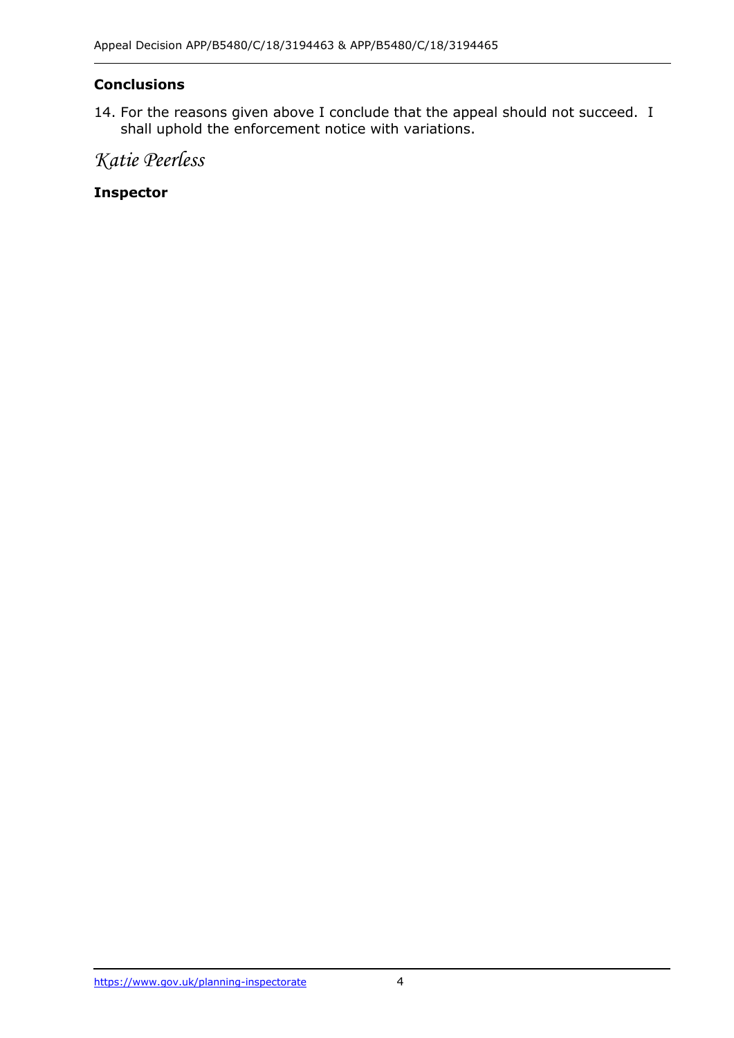**Conclusions**

14. For the reasons given above I conclude that the appeal should not succeed. I shall uphold the enforcement notice with variations.

*Katie Peerless*

**Inspector**